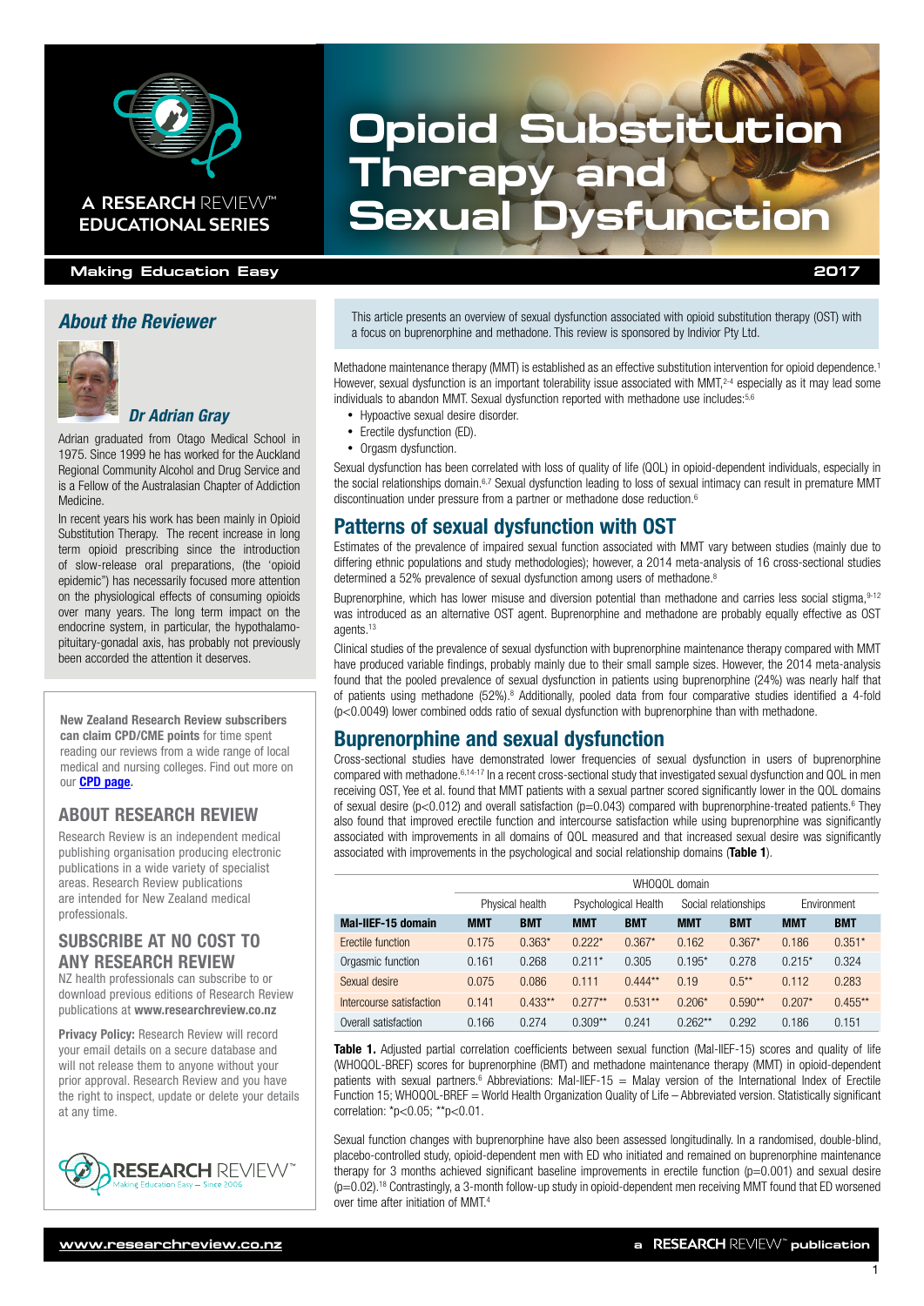# Opioid Substitution Therapy and Sexual Dysfunction

A RESEARCH REVIEW™ EDUCATIONAL SERIES

Making Education Easy — 2017

This article presents an overview of sexual dysfunction associated with opioid substitution therapy (OST) with a focus on buprenorphine and methadone. This review is sponsored by Indivior Pty Ltd.

Methadone maintenance therapy (MMT) is established as an effective substitution intervention for opioid dependence.[1] However, sexual dysfunction is an important tolerability issue associated with MMT,[2-4] especially as it may lead some individuals to abandon MMT. Sexual dysfunction reported with methadone use includes:[5,6]

- Hypoactive sexual desire disorder.
- Erectile dysfunction (ED).
- Orgasm dysfunction.

Sexual dysfunction has been correlated with loss of quality of life (QOL) in opioid-dependent individuals, especially in the social relationships domain.[6,7] Sexual dysfunction leading to loss of sexual intimacy can result in premature MMT discontinuation under pressure from a partner or methadone dose reduction.[6]

## Patterns of sexual dysfunction with OST

Estimates of the prevalence of impaired sexual function associated with MMT vary between studies (mainly due to differing ethnic populations and study methodologies); however, a 2014 meta-analysis of 16 cross-sectional studies determined a 52% prevalence of sexual dysfunction among users of methadone.[8]

Buprenorphine, which has lower misuse and diversion potential than methadone and carries less social stigma,[9-12] was introduced as an alternative OST agent. Buprenorphine and methadone are probably equally effective as OST agents.[13]

Clinical studies of the prevalence of sexual dysfunction with buprenorphine maintenance therapy compared with MMT have produced variable findings, probably mainly due to their small sample sizes. However, the 2014 meta-analysis found that the pooled prevalence of sexual dysfunction in patients using buprenorphine (24%) was nearly half that of patients using methadone (52%).[8] Additionally, pooled data from four comparative studies identified a 4-fold ($p<0.0049$) lower combined odds ratio of sexual dysfunction with buprenorphine than with methadone.

## Buprenorphine and sexual dysfunction

Cross-sectional studies have demonstrated lower frequencies of sexual dysfunction in users of buprenorphine compared with methadone.[6,14-17] In a recent cross-sectional study that investigated sexual dysfunction and QOL in men receiving OST, Yee et al. found that MMT patients with a sexual partner scored significantly lower in the QOL domains of sexual desire ($p<0.012$) and overall satisfaction ($p=0.043$) compared with buprenorphine-treated patients.[6] They also found that improved erectile function and intercourse satisfaction while using buprenorphine was significantly associated with improvements in all domains of QOL measured and that increased sexual desire was significantly associated with improvements in the psychological and social relationship domains (**Table 1**).

| | WHOQOL domain | | | | | | | |
|---|---|---|---|---|---|---|---|---|
| | Physical health | | Psychological Health | | Social relationships | | Environment | |
| **Mal-IIEF-15 domain** | **MMT** | **BMT** | **MMT** | **BMT** | **MMT** | **BMT** | **MMT** | **BMT** |
| Erectile function | 0.175 | 0.363* | 0.222* | 0.367* | 0.162 | 0.367* | 0.186 | 0.351* |
| Orgasmic function | 0.161 | 0.268 | 0.211* | 0.305 | 0.195* | 0.278 | 0.215* | 0.324 |
| Sexual desire | 0.075 | 0.086 | 0.111 | 0.444** | 0.19 | 0.5** | 0.112 | 0.283 |
| Intercourse satisfaction | 0.141 | 0.433** | 0.277** | 0.531** | 0.206* | 0.590** | 0.207* | 0.455** |
| Overall satisfaction | 0.166 | 0.274 | 0.309** | 0.241 | 0.262** | 0.292 | 0.186 | 0.151 |

**Table 1.** Adjusted partial correlation coefficients between sexual function (Mal-IIEF-15) scores and quality of life (WHOQOL-BREF) scores for buprenorphine (BMT) and methadone maintenance therapy (MMT) in opioid-dependent patients with sexual partners.[6] Abbreviations: Mal-IIEF-15 = Malay version of the International Index of Erectile Function 15; WHOQOL-BREF = World Health Organization Quality of Life – Abbreviated version. Statistically significant correlation: *$p<0.05$; **$p<0.01$.

Sexual function changes with buprenorphine have also been assessed longitudinally. In a randomised, double-blind, placebo-controlled study, opioid-dependent men with ED who initiated and remained on buprenorphine maintenance therapy for 3 months achieved significant baseline improvements in erectile function ($p=0.001$) and sexual desire ($p=0.02$).[18] Contrastingly, a 3-month follow-up study in opioid-dependent men receiving MMT found that ED worsened over time after initiation of MMT.[4]

## About the Reviewer

### Dr Adrian Gray

Adrian graduated from Otago Medical School in 1975. Since 1999 he has worked for the Auckland Regional Community Alcohol and Drug Service and is a Fellow of the Australasian Chapter of Addiction Medicine.

In recent years his work has been mainly in Opioid Substitution Therapy. The recent increase in long term opioid prescribing since the introduction of slow-release oral preparations, (the 'opioid epidemic") has necessarily focused more attention on the physiological effects of consuming opioids over many years. The long term impact on the endocrine system, in particular, the hypothalamo-pituitary-gonadal axis, has probably not previously been accorded the attention it deserves.

**New Zealand Research Review subscribers can claim CPD/CME points** for time spent reading our reviews from a wide range of local medical and nursing colleges. Find out more on our **CPD page**.

## ABOUT RESEARCH REVIEW

Research Review is an independent medical publishing organisation producing electronic publications in a wide variety of specialist areas. Research Review publications are intended for New Zealand medical professionals.

## SUBSCRIBE AT NO COST TO ANY RESEARCH REVIEW

NZ health professionals can subscribe to or download previous editions of Research Review publications at **www.researchreview.co.nz**

**Privacy Policy:** Research Review will record your email details on a secure database and will not release them to anyone without your prior approval. Research Review and you have the right to inspect, update or delete your details at any time.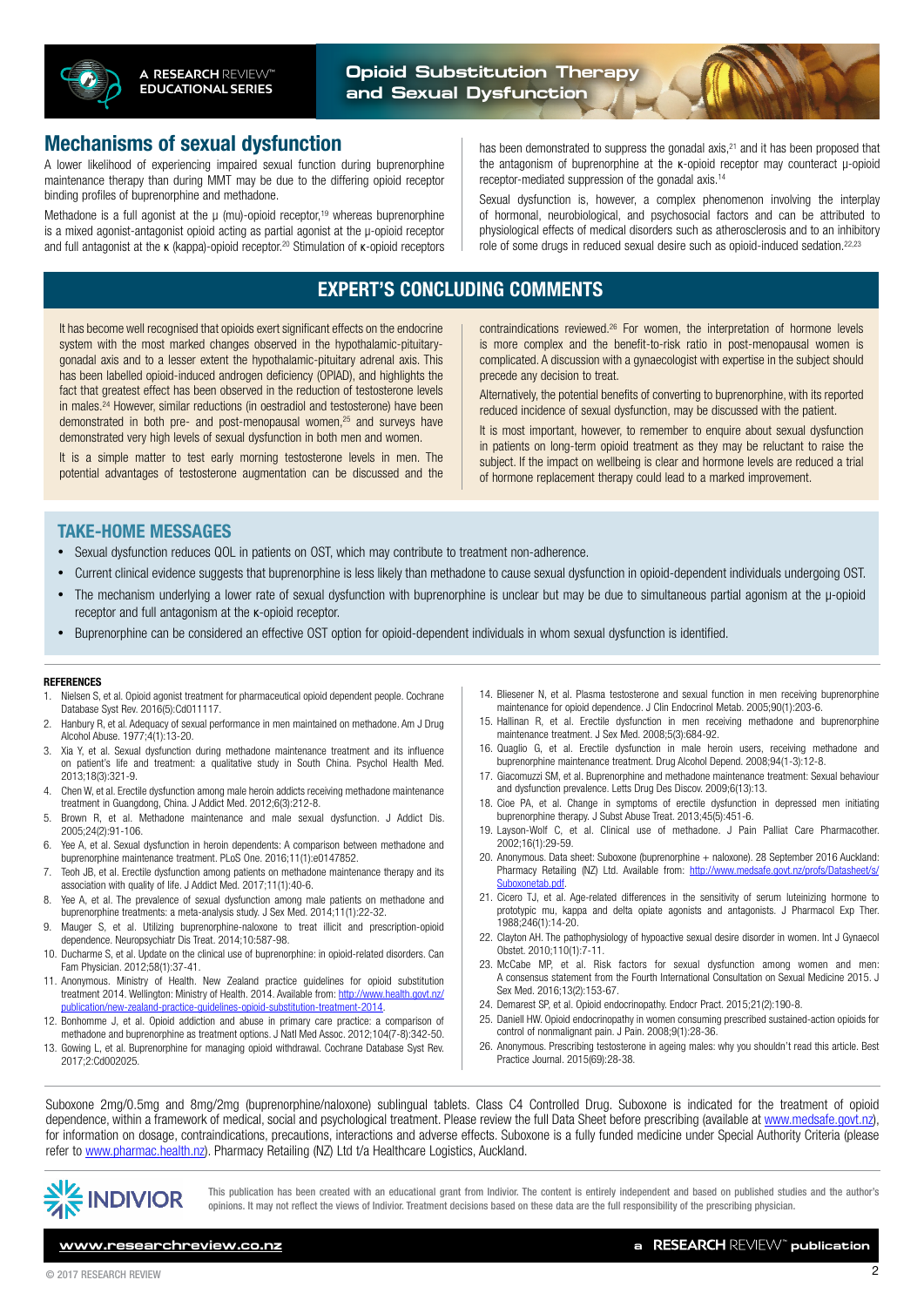## Mechanisms of sexual dysfunction

A lower likelihood of experiencing impaired sexual function during buprenorphine maintenance therapy than during MMT may be due to the differing opioid receptor binding profiles of buprenorphine and methadone.

Methadone is a full agonist at the μ (mu)-opioid receptor,[19] whereas buprenorphine is a mixed agonist-antagonist opioid acting as partial agonist at the μ-opioid receptor and full antagonist at the κ (kappa)-opioid receptor.[20] Stimulation of κ-opioid receptors has been demonstrated to suppress the gonadal axis,[21] and it has been proposed that the antagonism of buprenorphine at the κ-opioid receptor may counteract μ-opioid receptor-mediated suppression of the gonadal axis.[14]

Sexual dysfunction is, however, a complex phenomenon involving the interplay of hormonal, neurobiological, and psychosocial factors and can be attributed to physiological effects of medical disorders such as atherosclerosis and to an inhibitory role of some drugs in reduced sexual desire such as opioid-induced sedation.[22,23]

## EXPERT'S CONCLUDING COMMENTS

It has become well recognised that opioids exert significant effects on the endocrine system with the most marked changes observed in the hypothalamic-pituitary-gonadal axis and to a lesser extent the hypothalamic-pituitary adrenal axis. This has been labelled opioid-induced androgen deficiency (OPIAD), and highlights the fact that greatest effect has been observed in the reduction of testosterone levels in males.[24] However, similar reductions (in oestradiol and testosterone) have been demonstrated in both pre- and post-menopausal women,[25] and surveys have demonstrated very high levels of sexual dysfunction in both men and women.

It is a simple matter to test early morning testosterone levels in men. The potential advantages of testosterone augmentation can be discussed and the contraindications reviewed.[26] For women, the interpretation of hormone levels is more complex and the benefit-to-risk ratio in post-menopausal women is complicated. A discussion with a gynaecologist with expertise in the subject should precede any decision to treat.

Alternatively, the potential benefits of converting to buprenorphine, with its reported reduced incidence of sexual dysfunction, may be discussed with the patient.

It is most important, however, to remember to enquire about sexual dysfunction in patients on long-term opioid treatment as they may be reluctant to raise the subject. If the impact on wellbeing is clear and hormone levels are reduced a trial of hormone replacement therapy could lead to a marked improvement.

## TAKE-HOME MESSAGES

- Sexual dysfunction reduces QOL in patients on OST, which may contribute to treatment non-adherence.
- Current clinical evidence suggests that buprenorphine is less likely than methadone to cause sexual dysfunction in opioid-dependent individuals undergoing OST.
- The mechanism underlying a lower rate of sexual dysfunction with buprenorphine is unclear but may be due to simultaneous partial agonism at the μ-opioid receptor and full antagonism at the κ-opioid receptor.
- Buprenorphine can be considered an effective OST option for opioid-dependent individuals in whom sexual dysfunction is identified.

### REFERENCES

1. Nielsen S, et al. Opioid agonist treatment for pharmaceutical opioid dependent people. Cochrane Database Syst Rev. 2016(5):Cd011117.
2. Hanbury R, et al. Adequacy of sexual performance in men maintained on methadone. Am J Drug Alcohol Abuse. 1977;4(1):13-20.
3. Xia Y, et al. Sexual dysfunction during methadone maintenance treatment and its influence on patient's life and treatment: a qualitative study in South China. Psychol Health Med. 2013;18(3):321-9.
4. Chen W, et al. Erectile dysfunction among male heroin addicts receiving methadone maintenance treatment in Guangdong, China. J Addict Med. 2012;6(3):212-8.
5. Brown R, et al. Methadone maintenance and male sexual dysfunction. J Addict Dis. 2005;24(2):91-106.
6. Yee A, et al. Sexual dysfunction in heroin dependents: A comparison between methadone and buprenorphine maintenance treatment. PLoS One. 2016;11(1):e0147852.
7. Teoh JB, et al. Erectile dysfunction among patients on methadone maintenance therapy and its association with quality of life. J Addict Med. 2017;11(1):40-6.
8. Yee A, et al. The prevalence of sexual dysfunction among male patients on methadone and buprenorphine treatments: a meta-analysis study. J Sex Med. 2014;11(1):22-32.
9. Mauger S, et al. Utilizing buprenorphine-naloxone to treat illicit and prescription-opioid dependence. Neuropsychiatr Dis Treat. 2014;10:587-98.
10. Ducharme S, et al. Update on the clinical use of buprenorphine: in opioid-related disorders. Can Fam Physician. 2012;58(1):37-41.
11. Anonymous. Ministry of Health. New Zealand practice guidelines for opioid substitution treatment 2014. Wellington: Ministry of Health. 2014. Available from: http://www.health.govt.nz/publication/new-zealand-practice-guidelines-opioid-substitution-treatment-2014.
12. Bonhomme J, et al. Opioid addiction and abuse in primary care practice: a comparison of methadone and buprenorphine as treatment options. J Natl Med Assoc. 2012;104(7-8):342-50.
13. Gowing L, et al. Buprenorphine for managing opioid withdrawal. Cochrane Database Syst Rev. 2017;2:Cd002025.
14. Bliesener N, et al. Plasma testosterone and sexual function in men receiving buprenorphine maintenance for opioid dependence. J Clin Endocrinol Metab. 2005;90(1):203-6.
15. Hallinan R, et al. Erectile dysfunction in men receiving methadone and buprenorphine maintenance treatment. J Sex Med. 2008;5(3):684-92.
16. Quaglio G, et al. Erectile dysfunction in male heroin users, receiving methadone and buprenorphine maintenance treatment. Drug Alcohol Depend. 2008;94(1-3):12-8.
17. Giacomuzzi SM, et al. Buprenorphine and methadone maintenance treatment: Sexual behaviour and dysfunction prevalence. Letts Drug Des Discov. 2009;6(13):13.
18. Cioe PA, et al. Change in symptoms of erectile dysfunction in depressed men initiating buprenorphine therapy. J Subst Abuse Treat. 2013;45(5):451-6.
19. Layson-Wolf C, et al. Clinical use of methadone. J Pain Palliat Care Pharmacother. 2002;16(1):29-59.
20. Anonymous. Data sheet: Suboxone (buprenorphine + naloxone). 28 September 2016 Auckland: Pharmacy Retailing (NZ) Ltd. Available from: http://www.medsafe.govt.nz/profs/Datasheet/s/Suboxonetab.pdf.
21. Cicero TJ, et al. Age-related differences in the sensitivity of serum luteinizing hormone to prototypic mu, kappa and delta opiate agonists and antagonists. J Pharmacol Exp Ther. 1988;246(1):14-20.
22. Clayton AH. The pathophysiology of hypoactive sexual desire disorder in women. Int J Gynaecol Obstet. 2010;110(1):7-11.
23. McCabe MP, et al. Risk factors for sexual dysfunction among women and men: A consensus statement from the Fourth International Consultation on Sexual Medicine 2015. J Sex Med. 2016;13(2):153-67.
24. Demarest SP, et al. Opioid endocrinopathy. Endocr Pract. 2015;21(2):190-8.
25. Daniell HW. Opioid endocrinopathy in women consuming prescribed sustained-action opioids for control of nonmalignant pain. J Pain. 2008;9(1):28-36.
26. Anonymous. Prescribing testosterone in ageing males: why you shouldn't read this article. Best Practice Journal. 2015(69):28-38.

Suboxone 2mg/0.5mg and 8mg/2mg (buprenorphine/naloxone) sublingual tablets. Class C4 Controlled Drug. Suboxone is indicated for the treatment of opioid dependence, within a framework of medical, social and psychological treatment. Please review the full Data Sheet before prescribing (available at www.medsafe.govt.nz), for information on dosage, contraindications, precautions, interactions and adverse effects. Suboxone is a fully funded medicine under Special Authority Criteria (please refer to www.pharmac.health.nz). Pharmacy Retailing (NZ) Ltd t/a Healthcare Logistics, Auckland.

INDIVIOR

This publication has been created with an educational grant from Indivior. The content is entirely independent and based on published studies and the author's opinions. It may not reflect the views of Indivior. Treatment decisions based on these data are the full responsibility of the prescribing physician.